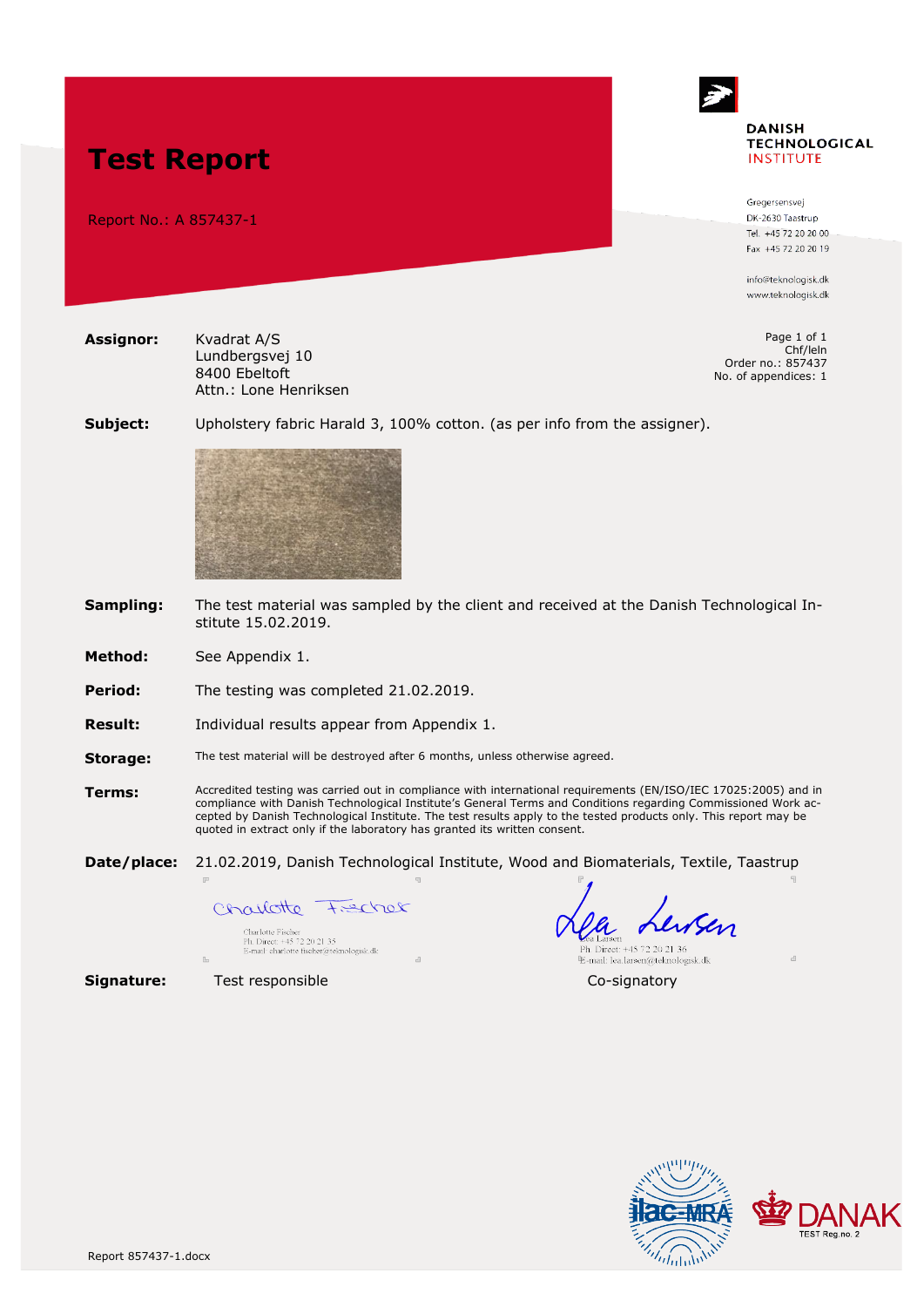# Test Report

Report No.: A 857437-1

**DANISH TECHNOLOGICAL INSTITUTE**

Gregersensvej
DK-2630 Taastrup
Tel. +45 72 20 20 00
Fax +45 72 20 20 19

info@teknologisk.dk
www.teknologisk.dk

Page 1 of 1
Chf/leln
Order no.: 857437
No. of appendices: 1

**Assignor:** Kvadrat A/S
Lundbergsvej 10
8400 Ebeltoft
Attn.: Lone Henriksen

**Subject:** Upholstery fabric Harald 3, 100% cotton. (as per info from the assigner).

**Sampling:** The test material was sampled by the client and received at the Danish Technological Institute 15.02.2019.

**Method:** See Appendix 1.

**Period:** The testing was completed 21.02.2019.

**Result:** Individual results appear from Appendix 1.

**Storage:** The test material will be destroyed after 6 months, unless otherwise agreed.

**Terms:** Accredited testing was carried out in compliance with international requirements (EN/ISO/IEC 17025:2005) and in compliance with Danish Technological Institute's General Terms and Conditions regarding Commissioned Work accepted by Danish Technological Institute. The test results apply to the tested products only. This report may be quoted in extract only if the laboratory has granted its written consent.

**Date/place:** 21.02.2019, Danish Technological Institute, Wood and Biomaterials, Textile, Taastrup

Charlotte Fischer
Ph. Direct: +45 72 20 21 35
E-mail: charlotte.fischer@teknologisk.dk

Lea Larsen
Ph. Direct: +45 72 20 21 36
E-mail: lea.larsen@teknologisk.dk

**Signature:** Test responsible | Co-signatory

DANAK TEST Reg.no. 2

Report 857437-1.docx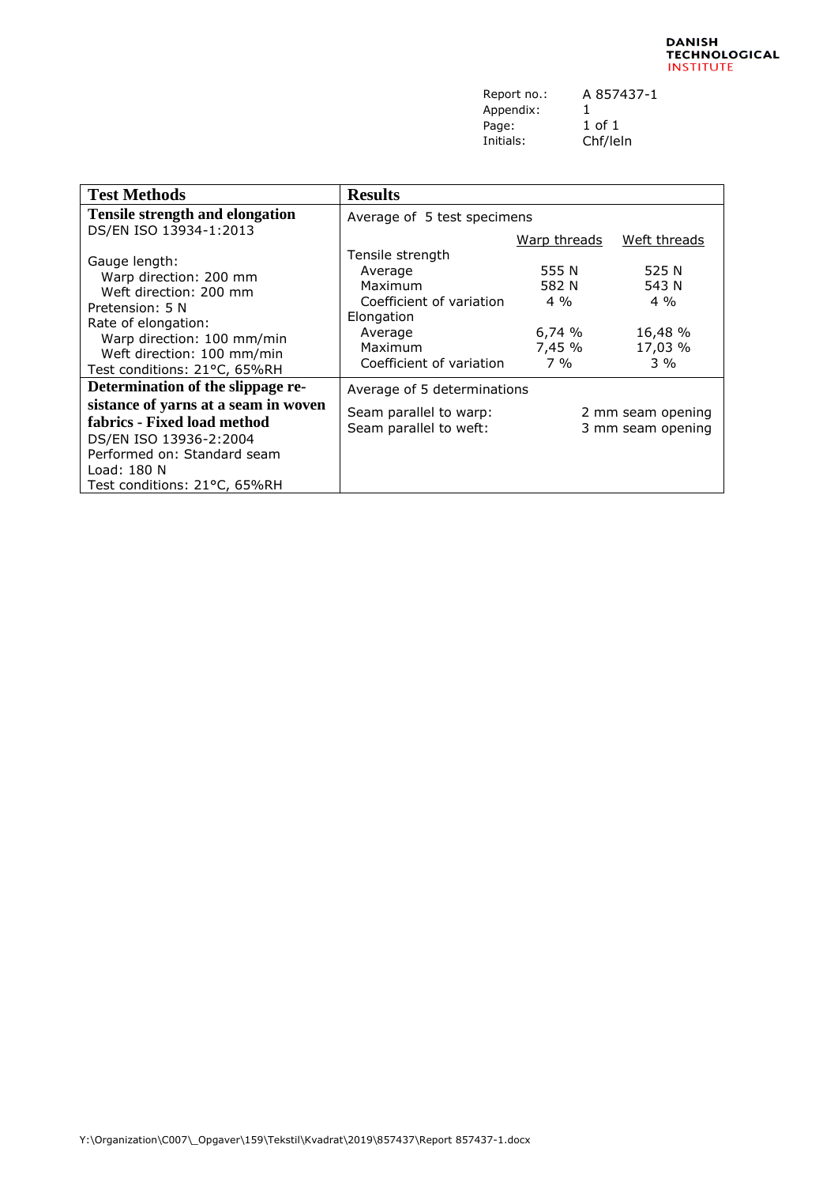DANISH TECHNOLOGICAL INSTITUTE

Report no.: A 857437-1
Appendix: 1
Page: 1 of 1
Initials: Chf/leln

| Test Methods | Results | | |
|---|---|---|---|
| **Tensile strength and elongation**<br>DS/EN ISO 13934-1:2013 | Average of 5 test specimens | | |
| | | Warp threads | Weft threads |
| Gauge length:<br>Warp direction: 200 mm<br>Weft direction: 200 mm<br>Pretension: 5 N<br>Rate of elongation:<br>Warp direction: 100 mm/min<br>Weft direction: 100 mm/min<br>Test conditions: 21°C, 65%RH | Tensile strength | | |
| | Average | 555 N | 525 N |
| | Maximum | 582 N | 543 N |
| | Coefficient of variation | 4 % | 4 % |
| | Elongation | | |
| | Average | 6,74 % | 16,48 % |
| | Maximum | 7,45 % | 17,03 % |
| | Coefficient of variation | 7 % | 3 % |
| **Determination of the slippage resistance of yarns at a seam in woven fabrics - Fixed load method**<br>DS/EN ISO 13936-2:2004<br>Performed on: Standard seam<br>Load: 180 N<br>Test conditions: 21°C, 65%RH | Average of 5 determinations | | |
| | Seam parallel to warp: | | 2 mm seam opening |
| | Seam parallel to weft: | | 3 mm seam opening |

Y:\Organization\C007\_Opgaver\159\Tekstil\Kvadrat\2019\857437\Report 857437-1.docx